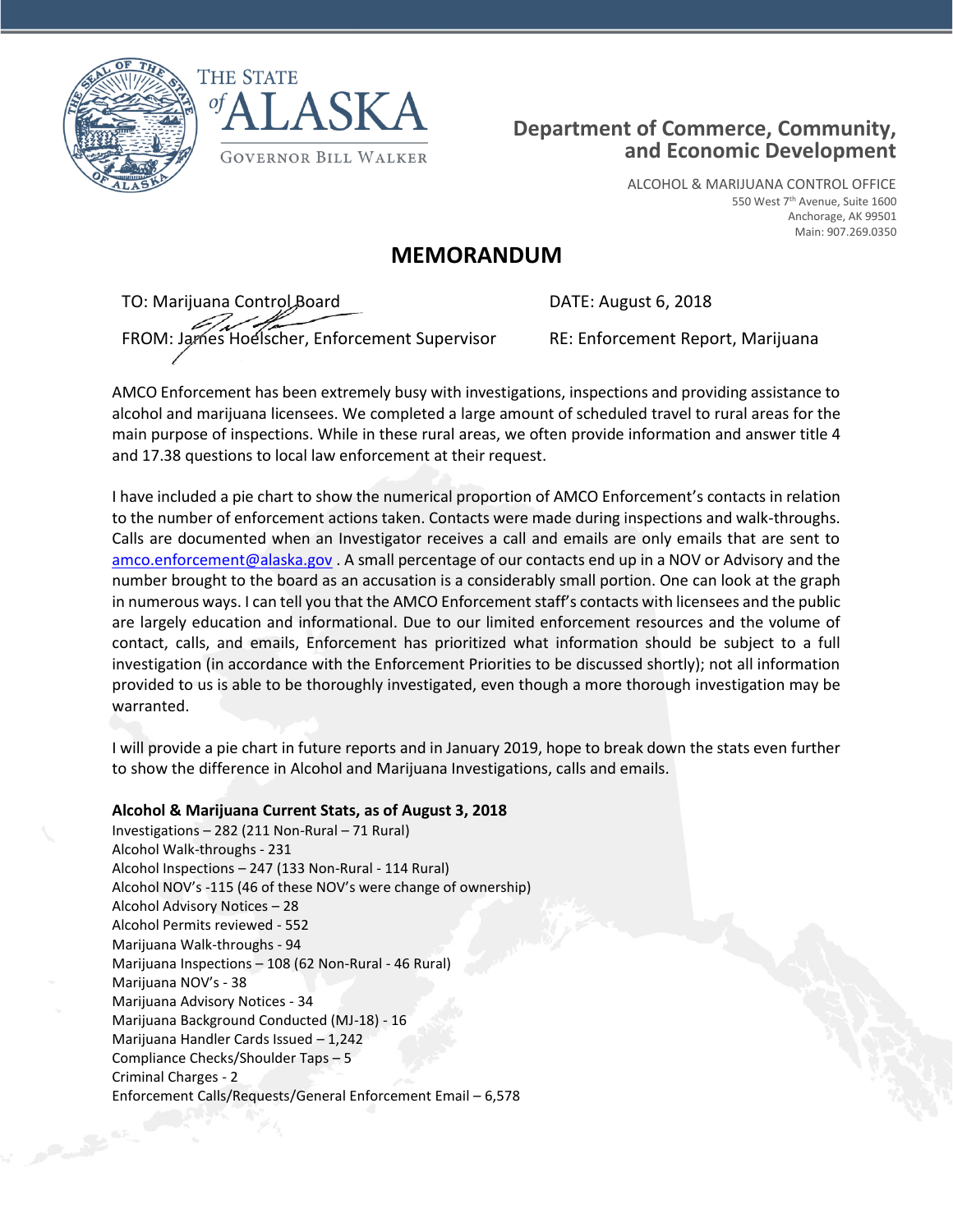THE STATE *of* ALASKA

GOVERNOR BILL WALKER

**Department of Commerce, Community, and Economic Development**

ALCOHOL & MARIJUANA CONTROL OFFICE
550 West 7th Avenue, Suite 1600
Anchorage, AK 99501
Main: 907.269.0350

# MEMORANDUM

TO: Marijuana Control Board

DATE: August 6, 2018

FROM: James Hoelscher, Enforcement Supervisor

RE: Enforcement Report, Marijuana

AMCO Enforcement has been extremely busy with investigations, inspections and providing assistance to alcohol and marijuana licensees. We completed a large amount of scheduled travel to rural areas for the main purpose of inspections. While in these rural areas, we often provide information and answer title 4 and 17.38 questions to local law enforcement at their request.

I have included a pie chart to show the numerical proportion of AMCO Enforcement's contacts in relation to the number of enforcement actions taken. Contacts were made during inspections and walk-throughs. Calls are documented when an Investigator receives a call and emails are only emails that are sent to amco.enforcement@alaska.gov . A small percentage of our contacts end up in a NOV or Advisory and the number brought to the board as an accusation is a considerably small portion. One can look at the graph in numerous ways. I can tell you that the AMCO Enforcement staff's contacts with licensees and the public are largely education and informational. Due to our limited enforcement resources and the volume of contact, calls, and emails, Enforcement has prioritized what information should be subject to a full investigation (in accordance with the Enforcement Priorities to be discussed shortly); not all information provided to us is able to be thoroughly investigated, even though a more thorough investigation may be warranted.

I will provide a pie chart in future reports and in January 2019, hope to break down the stats even further to show the difference in Alcohol and Marijuana Investigations, calls and emails.

**Alcohol & Marijuana Current Stats, as of August 3, 2018**

Investigations – 282 (211 Non-Rural – 71 Rural)
Alcohol Walk-throughs - 231
Alcohol Inspections – 247 (133 Non-Rural - 114 Rural)
Alcohol NOV's -115 (46 of these NOV's were change of ownership)
Alcohol Advisory Notices – 28
Alcohol Permits reviewed - 552
Marijuana Walk-throughs - 94
Marijuana Inspections – 108 (62 Non-Rural - 46 Rural)
Marijuana NOV's - 38
Marijuana Advisory Notices - 34
Marijuana Background Conducted (MJ-18) - 16
Marijuana Handler Cards Issued – 1,242
Compliance Checks/Shoulder Taps – 5
Criminal Charges - 2
Enforcement Calls/Requests/General Enforcement Email – 6,578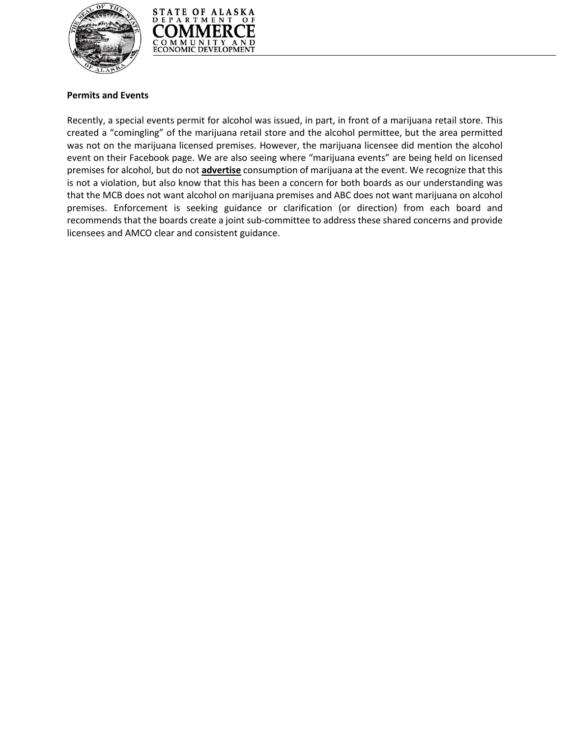**Permits and Events**

Recently, a special events permit for alcohol was issued, in part, in front of a marijuana retail store. This created a "comingling" of the marijuana retail store and the alcohol permittee, but the area permitted was not on the marijuana licensed premises. However, the marijuana licensee did mention the alcohol event on their Facebook page. We are also seeing where "marijuana events" are being held on licensed premises for alcohol, but do not **advertise** consumption of marijuana at the event. We recognize that this is not a violation, but also know that this has been a concern for both boards as our understanding was that the MCB does not want alcohol on marijuana premises and ABC does not want marijuana on alcohol premises. Enforcement is seeking guidance or clarification (or direction) from each board and recommends that the boards create a joint sub-committee to address these shared concerns and provide licensees and AMCO clear and consistent guidance.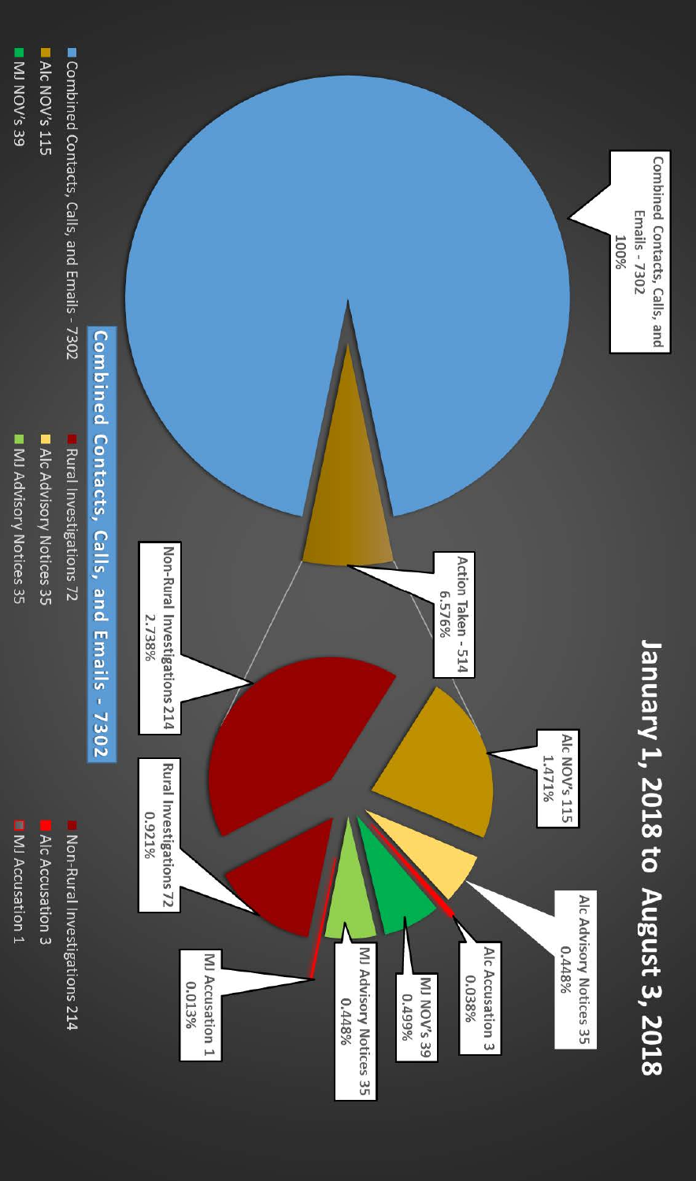# January 1, 2018 to August 3, 2018

Combined Contacts, Calls, and Emails - 7302
100%

Action Taken - 514
6.576%

Non-Rural Investigations 214
2.738%

Alc NOV's 115
1.471%

Rural Investigations 72
0.921%

Alc Advisory Notices 35
0.448%

Alc Accusation 3
0.038%

MJ NOV's 39
0.499%

MJ Advisory Notices 35
0.448%

MJ Accusation 1
0.013%

**Combined Contacts, Calls, and Emails - 7302**

Combined Contacts, Calls, and Emails - 7302
Rural Investigations 72
Non-Rural Investigations 214
Alc NOV's 115
Alc Advisory Notices 35
Alc Accusation 3
MJ NOV's 39
MJ Advisory Notices 35
MJ Accusation 1